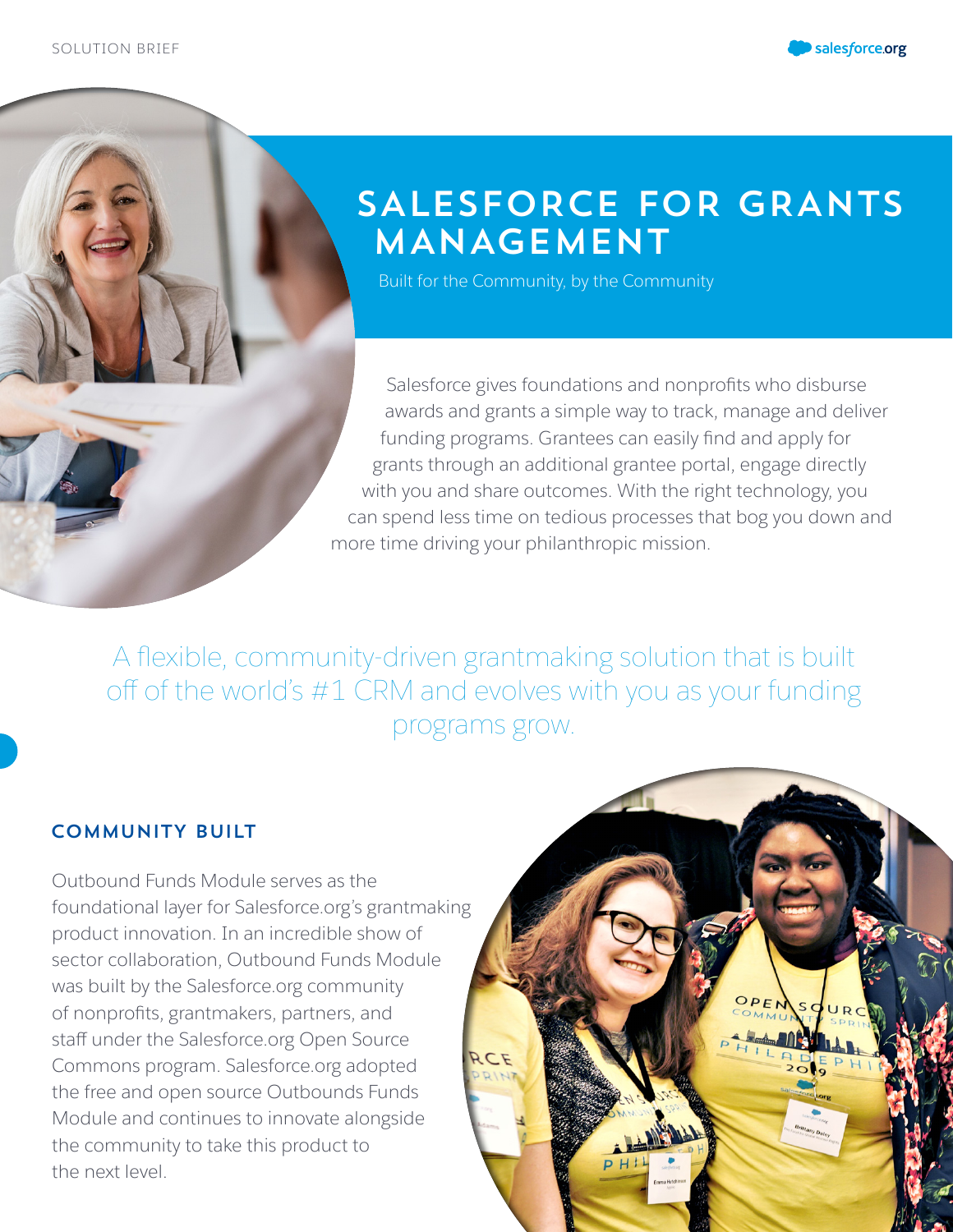# SALESFORCE FOR GRANTS MANAGEMENT

Built for the Community, by the Community

Salesforce gives foundations and nonprofits who disburse awards and grants a simple way to track, manage and deliver funding programs. Grantees can easily find and apply for grants through an additional grantee portal, engage directly with you and share outcomes. With the right technology, you can spend less time on tedious processes that bog you down and more time driving your philanthropic mission.

A flexible, community-driven grantmaking solution that is built off of the world's #1 CRM and evolves with you as your funding programs grow.

## COMMUNITY BUILT

Outbound Funds Module serves as the foundational layer for Salesforce.org's grantmaking product innovation. In an incredible show of sector collaboration, Outbound Funds Module was built by the Salesforce.org community of nonprofits, grantmakers, partners, and staff under the Salesforce.org Open Source Commons program. Salesforce.org adopted the free and open source Outbounds Funds Module and continues to innovate alongside the community to take this product to the next level.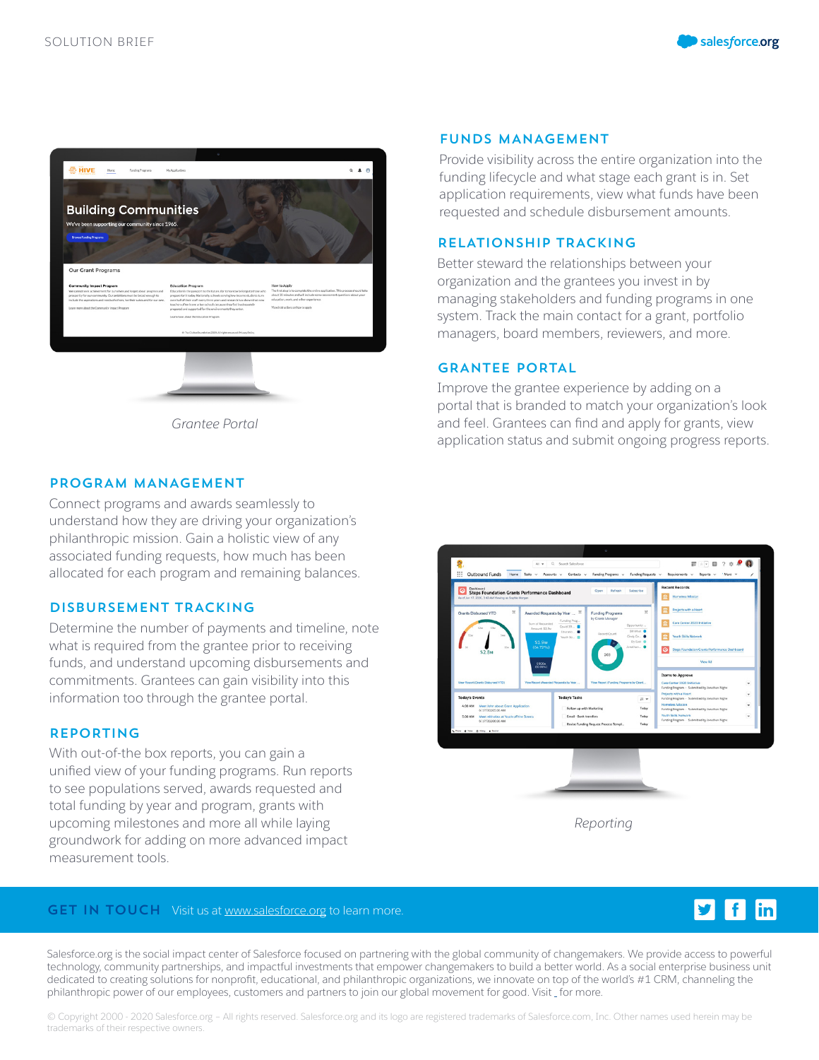SOLUTION BRIEF

Grantee Portal

## FUNDS MANAGEMENT

Provide visibility across the entire organization into the funding lifecycle and what stage each grant is in. Set application requirements, view what funds have been requested and schedule disbursement amounts.

## RELATIONSHIP TRACKING

Better steward the relationships between your organization and the grantees you invest in by managing stakeholders and funding programs in one system. Track the main contact for a grant, portfolio managers, board members, reviewers, and more.

## GRANTEE PORTAL

Improve the grantee experience by adding on a portal that is branded to match your organization's look and feel. Grantees can find and apply for grants, view application status and submit ongoing progress reports.

## PROGRAM MANAGEMENT

Connect programs and awards seamlessly to understand how they are driving your organization's philanthropic mission. Gain a holistic view of any associated funding requests, how much has been allocated for each program and remaining balances.

## DISBURSEMENT TRACKING

Determine the number of payments and timeline, note what is required from the grantee prior to receiving funds, and understand upcoming disbursements and commitments. Grantees can gain visibility into this information too through the grantee portal.

## REPORTING

With out-of-the box reports, you can gain a unified view of your funding programs. Run reports to see populations served, awards requested and total funding by year and program, grants with upcoming milestones and more all while laying groundwork for adding on more advanced impact measurement tools.

Reporting

**GET IN TOUCH** Visit us at www.salesforce.org to learn more.

Salesforce.org is the social impact center of Salesforce focused on partnering with the global community of changemakers. We provide access to powerful technology, community partnerships, and impactful investments that empower changemakers to build a better world. As a social enterprise business unit dedicated to creating solutions for nonprofit, educational, and philanthropic organizations, we innovate on top of the world's #1 CRM, channeling the philanthropic power of our employees, customers and partners to join our global movement for good. Visit _ for more.

© Copyright 2000 - 2020 Salesforce.org – All rights reserved. Salesforce.org and its logo are registered trademarks of Salesforce.com, Inc. Other names used herein may be trademarks of their respective owners.